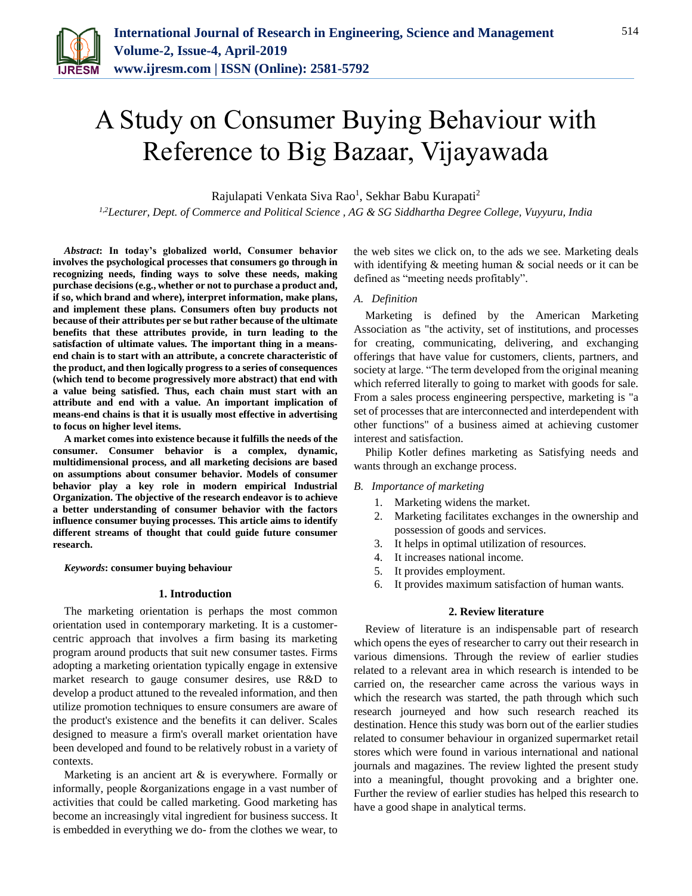# A Study on Consumer Buying Behaviour with Reference to Big Bazaar, Vijayawada

Rajulapati Venkata Siva Rao[1], Sekhar Babu Kurapati[2]

[1,2]*Lecturer, Dept. of Commerce and Political Science , AG & SG Siddhartha Degree College, Vuyyuru, India*

***Abstract*: In today's globalized world, Consumer behavior involves the psychological processes that consumers go through in recognizing needs, finding ways to solve these needs, making purchase decisions (e.g., whether or not to purchase a product and, if so, which brand and where), interpret information, make plans, and implement these plans. Consumers often buy products not because of their attributes per se but rather because of the ultimate benefits that these attributes provide, in turn leading to the satisfaction of ultimate values. The important thing in a means-end chain is to start with an attribute, a concrete characteristic of the product, and then logically progress to a series of consequences (which tend to become progressively more abstract) that end with a value being satisfied. Thus, each chain must start with an attribute and end with a value. An important implication of means-end chains is that it is usually most effective in advertising to focus on higher level items.**

**A market comes into existence because it fulfills the needs of the consumer. Consumer behavior is a complex, dynamic, multidimensional process, and all marketing decisions are based on assumptions about consumer behavior. Models of consumer behavior play a key role in modern empirical Industrial Organization. The objective of the research endeavor is to achieve a better understanding of consumer behavior with the factors influence consumer buying processes. This article aims to identify different streams of thought that could guide future consumer research.**

***Keywords*: consumer buying behaviour**

## 1. Introduction

The marketing orientation is perhaps the most common orientation used in contemporary marketing. It is a customer-centric approach that involves a firm basing its marketing program around products that suit new consumer tastes. Firms adopting a marketing orientation typically engage in extensive market research to gauge consumer desires, use R&D to develop a product attuned to the revealed information, and then utilize promotion techniques to ensure consumers are aware of the product's existence and the benefits it can deliver. Scales designed to measure a firm's overall market orientation have been developed and found to be relatively robust in a variety of contexts.

Marketing is an ancient art & is everywhere. Formally or informally, people &organizations engage in a vast number of activities that could be called marketing. Good marketing has become an increasingly vital ingredient for business success. It is embedded in everything we do- from the clothes we wear, to the web sites we click on, to the ads we see. Marketing deals with identifying & meeting human & social needs or it can be defined as "meeting needs profitably".

### *A. Definition*

Marketing is defined by the American Marketing Association as "the activity, set of institutions, and processes for creating, communicating, delivering, and exchanging offerings that have value for customers, clients, partners, and society at large. "The term developed from the original meaning which referred literally to going to market with goods for sale. From a sales process engineering perspective, marketing is "a set of processes that are interconnected and interdependent with other functions" of a business aimed at achieving customer interest and satisfaction.

Philip Kotler defines marketing as Satisfying needs and wants through an exchange process.

### *B. Importance of marketing*

1. Marketing widens the market.
2. Marketing facilitates exchanges in the ownership and possession of goods and services.
3. It helps in optimal utilization of resources.
4. It increases national income.
5. It provides employment.
6. It provides maximum satisfaction of human wants.

## 2. Review literature

Review of literature is an indispensable part of research which opens the eyes of researcher to carry out their research in various dimensions. Through the review of earlier studies related to a relevant area in which research is intended to be carried on, the researcher came across the various ways in which the research was started, the path through which such research journeyed and how such research reached its destination. Hence this study was born out of the earlier studies related to consumer behaviour in organized supermarket retail stores which were found in various international and national journals and magazines. The review lighted the present study into a meaningful, thought provoking and a brighter one. Further the review of earlier studies has helped this research to have a good shape in analytical terms.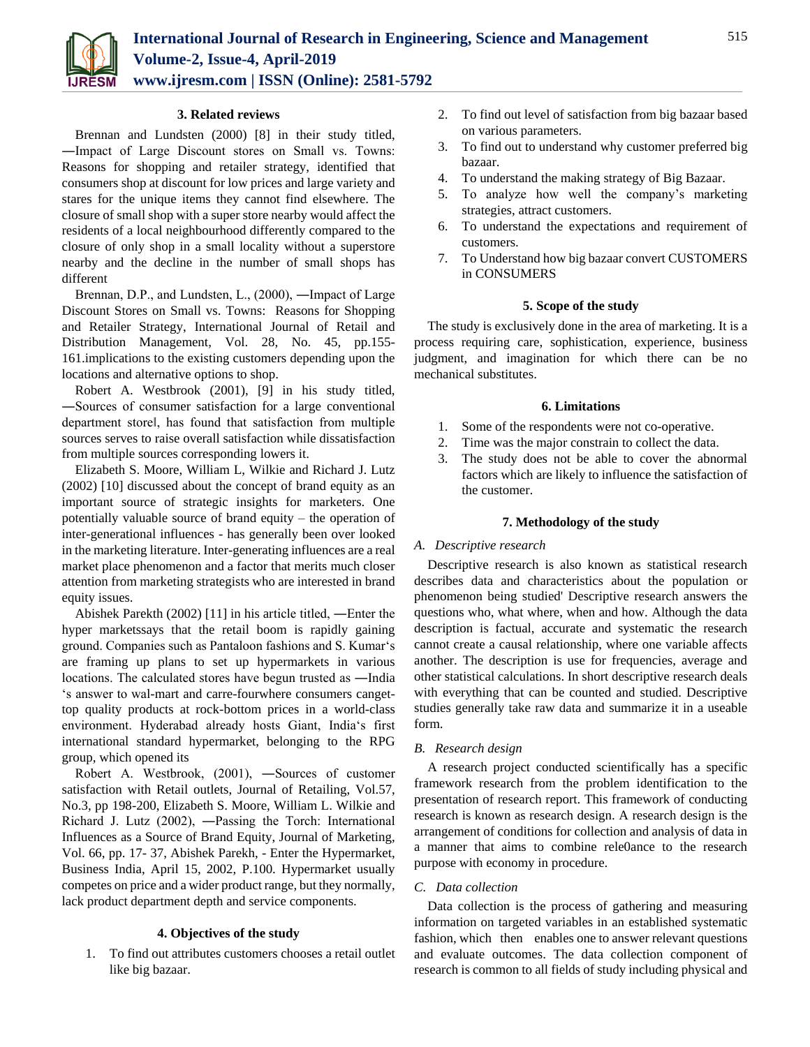## 3. Related reviews

Brennan and Lundsten (2000) [8] in their study titled, ―Impact of Large Discount stores on Small vs. Towns: Reasons for shopping and retailer strategy, identified that consumers shop at discount for low prices and large variety and stares for the unique items they cannot find elsewhere. The closure of small shop with a super store nearby would affect the residents of a local neighbourhood differently compared to the closure of only shop in a small locality without a superstore nearby and the decline in the number of small shops has different

Brennan, D.P., and Lundsten, L., (2000), ―Impact of Large Discount Stores on Small vs. Towns: Reasons for Shopping and Retailer Strategy, International Journal of Retail and Distribution Management, Vol. 28, No. 45, pp.155-161.implications to the existing customers depending upon the locations and alternative options to shop.

Robert A. Westbrook (2001), [9] in his study titled, ―Sources of consumer satisfaction for a large conventional department storeǁ, has found that satisfaction from multiple sources serves to raise overall satisfaction while dissatisfaction from multiple sources corresponding lowers it.

Elizabeth S. Moore, William L, Wilkie and Richard J. Lutz (2002) [10] discussed about the concept of brand equity as an important source of strategic insights for marketers. One potentially valuable source of brand equity – the operation of inter-generational influences - has generally been over looked in the marketing literature. Inter-generating influences are a real market place phenomenon and a factor that merits much closer attention from marketing strategists who are interested in brand equity issues.

Abishek Parekth (2002) [11] in his article titled, ―Enter the hyper marketssays that the retail boom is rapidly gaining ground. Companies such as Pantaloon fashions and S. Kumar's are framing up plans to set up hypermarkets in various locations. The calculated stores have begun trusted as ―India 's answer to wal-mart and carre-fourwhere consumers canget-top quality products at rock-bottom prices in a world-class environment. Hyderabad already hosts Giant, India's first international standard hypermarket, belonging to the RPG group, which opened its

Robert A. Westbrook, (2001), ―Sources of customer satisfaction with Retail outlets, Journal of Retailing, Vol.57, No.3, pp 198-200, Elizabeth S. Moore, William L. Wilkie and Richard J. Lutz (2002), ―Passing the Torch: International Influences as a Source of Brand Equity, Journal of Marketing, Vol. 66, pp. 17- 37, Abishek Parekh, - Enter the Hypermarket, Business India, April 15, 2002, P.100. Hypermarket usually competes on price and a wider product range, but they normally, lack product department depth and service components.

## 4. Objectives of the study

1. To find out attributes customers chooses a retail outlet like big bazaar.
2. To find out level of satisfaction from big bazaar based on various parameters.
3. To find out to understand why customer preferred big bazaar.
4. To understand the making strategy of Big Bazaar.
5. To analyze how well the company's marketing strategies, attract customers.
6. To understand the expectations and requirement of customers.
7. To Understand how big bazaar convert CUSTOMERS in CONSUMERS

## 5. Scope of the study

The study is exclusively done in the area of marketing. It is a process requiring care, sophistication, experience, business judgment, and imagination for which there can be no mechanical substitutes.

## 6. Limitations

1. Some of the respondents were not co-operative.
2. Time was the major constrain to collect the data.
3. The study does not be able to cover the abnormal factors which are likely to influence the satisfaction of the customer.

## 7. Methodology of the study

### *A. Descriptive research*

Descriptive research is also known as statistical research describes data and characteristics about the population or phenomenon being studied' Descriptive research answers the questions who, what where, when and how. Although the data description is factual, accurate and systematic the research cannot create a causal relationship, where one variable affects another. The description is use for frequencies, average and other statistical calculations. In short descriptive research deals with everything that can be counted and studied. Descriptive studies generally take raw data and summarize it in a useable form.

### *B. Research design*

A research project conducted scientifically has a specific framework research from the problem identification to the presentation of research report. This framework of conducting research is known as research design. A research design is the arrangement of conditions for collection and analysis of data in a manner that aims to combine rele0ance to the research purpose with economy in procedure.

### *C. Data collection*

Data collection is the process of gathering and measuring information on targeted variables in an established systematic fashion, which then enables one to answer relevant questions and evaluate outcomes. The data collection component of research is common to all fields of study including physical and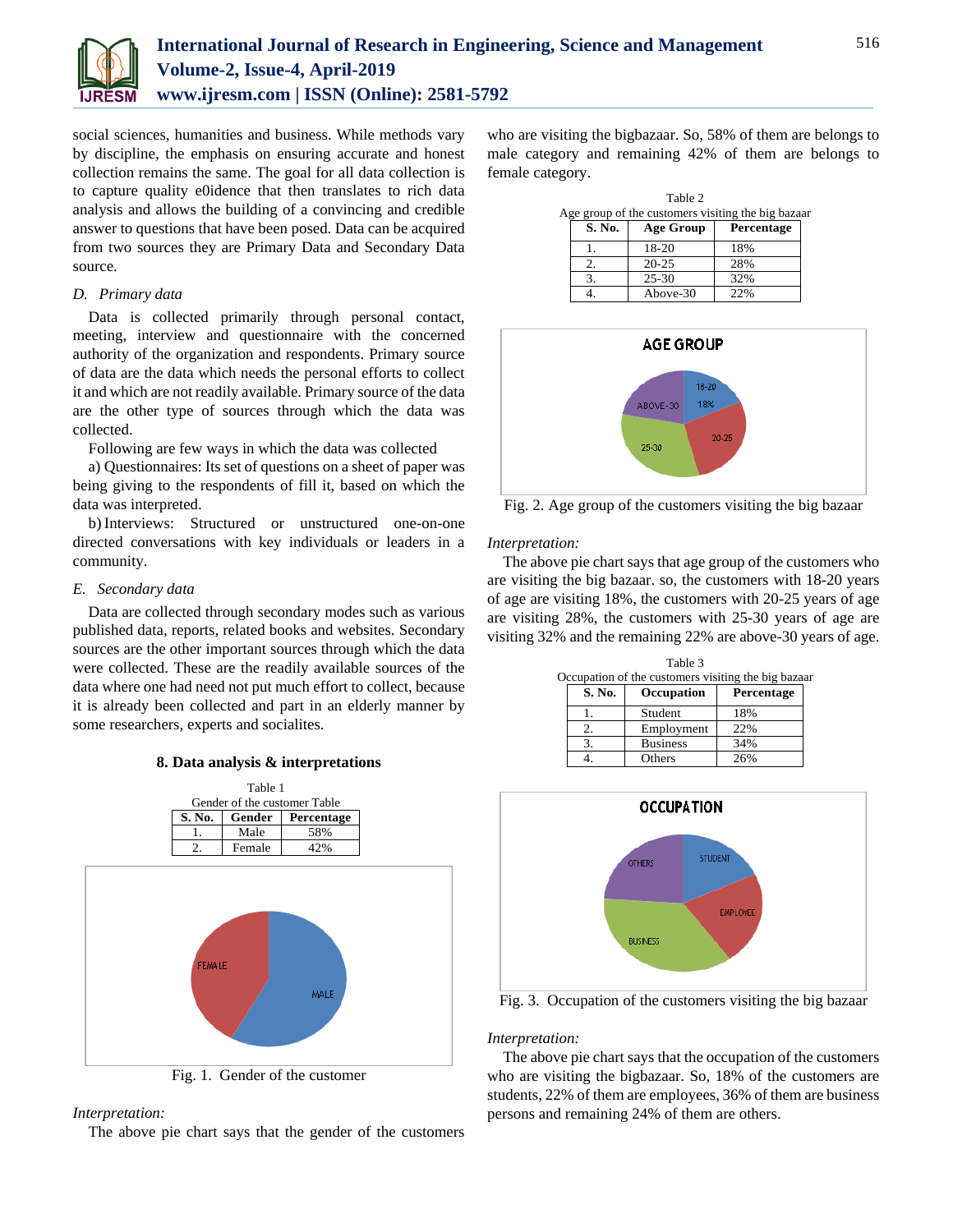social sciences, humanities and business. While methods vary by discipline, the emphasis on ensuring accurate and honest collection remains the same. The goal for all data collection is to capture quality e0idence that then translates to rich data analysis and allows the building of a convincing and credible answer to questions that have been posed. Data can be acquired from two sources they are Primary Data and Secondary Data source.

### *D. Primary data*

Data is collected primarily through personal contact, meeting, interview and questionnaire with the concerned authority of the organization and respondents. Primary source of data are the data which needs the personal efforts to collect it and which are not readily available. Primary source of the data are the other type of sources through which the data was collected.

Following are few ways in which the data was collected

a) Questionnaires: Its set of questions on a sheet of paper was being giving to the respondents of fill it, based on which the data was interpreted.

b) Interviews: Structured or unstructured one-on-one directed conversations with key individuals or leaders in a community.

### *E. Secondary data*

Data are collected through secondary modes such as various published data, reports, related books and websites. Secondary sources are the other important sources through which the data were collected. These are the readily available sources of the data where one had need not put much effort to collect, because it is already been collected and part in an elderly manner by some researchers, experts and socialites.

## 8. Data analysis & interpretations

Table 1
Gender of the customer Table

| S. No. | Gender | Percentage |
|---|---|---|
| 1. | Male | 58% |
| 2. | Female | 42% |

FEMALE
MALE

Fig. 1. Gender of the customer

*Interpretation:*

The above pie chart says that the gender of the customers who are visiting the bigbazaar. So, 58% of them are belongs to male category and remaining 42% of them are belongs to female category.

Table 2
Age group of the customers visiting the big bazaar

| S. No. | Age Group | Percentage |
|---|---|---|
| 1. | 18-20 | 18% |
| 2. | 20-25 | 28% |
| 3. | 25-30 | 32% |
| 4. | Above-30 | 22% |

AGE GROUP
18-20
18%
20-25
25-30
ABOVE-30

Fig. 2. Age group of the customers visiting the big bazaar

*Interpretation:*

The above pie chart says that age group of the customers who are visiting the big bazaar. so, the customers with 18-20 years of age are visiting 18%, the customers with 20-25 years of age are visiting 28%, the customers with 25-30 years of age are visiting 32% and the remaining 22% are above-30 years of age.

Table 3
Occupation of the customers visiting the big bazaar

| S. No. | Occupation | Percentage |
|---|---|---|
| 1. | Student | 18% |
| 2. | Employment | 22% |
| 3. | Business | 34% |
| 4. | Others | 26% |

OCCUPATION
STUDENT
EMPLOYEE
BUSINESS
OTHERS

Fig. 3. Occupation of the customers visiting the big bazaar

*Interpretation:*

The above pie chart says that the occupation of the customers who are visiting the bigbazaar. So, 18% of the customers are students, 22% of them are employees, 36% of them are business persons and remaining 24% of them are others.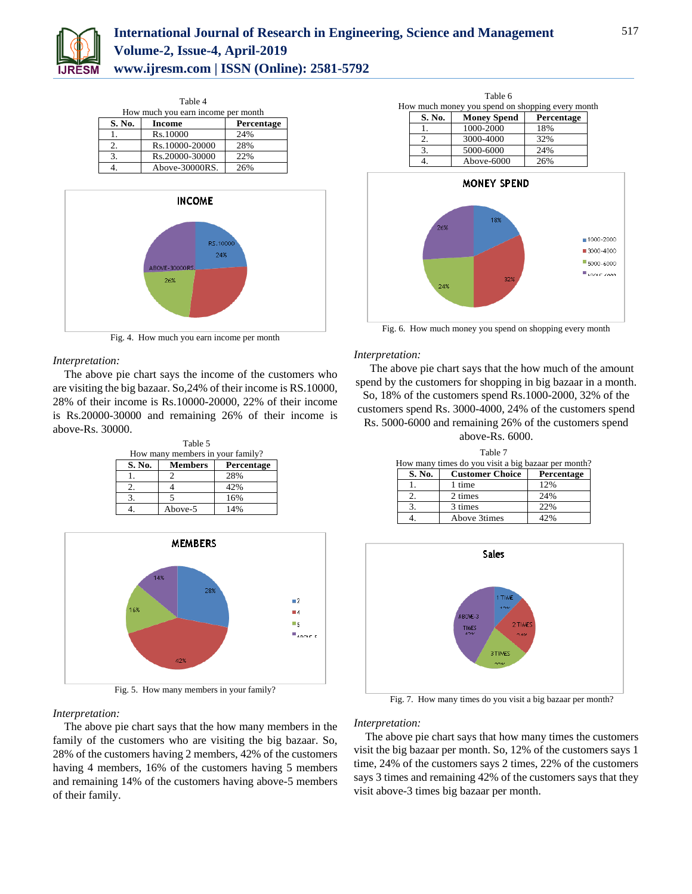Table 4
How much you earn income per month

| S. No. | Income | Percentage |
|---|---|---|
| 1. | Rs.10000 | 24% |
| 2. | Rs.10000-20000 | 28% |
| 3. | Rs.20000-30000 | 22% |
| 4. | Above-30000RS. | 26% |

INCOME

RS.10000
24%
ABOVE-30000RS.
26%

Fig. 4. How much you earn income per month

*Interpretation:*

The above pie chart says the income of the customers who are visiting the big bazaar. So,24% of their income is RS.10000, 28% of their income is Rs.10000-20000, 22% of their income is Rs.20000-30000 and remaining 26% of their income is above-Rs. 30000.

Table 5
How many members in your family?

| S. No. | Members | Percentage |
|---|---|---|
| 1. | 2 | 28% |
| 2. | 4 | 42% |
| 3. | 5 | 16% |
| 4. | Above-5 | 14% |

MEMBERS

14%
28%
16%
42%
2
4
5
ABOVE 5

Fig. 5. How many members in your family?

*Interpretation:*

The above pie chart says that the how many members in the family of the customers who are visiting the big bazaar. So, 28% of the customers having 2 members, 42% of the customers having 4 members, 16% of the customers having 5 members and remaining 14% of the customers having above-5 members of their family.

Table 6
How much money you spend on shopping every month

| S. No. | Money Spend | Percentage |
|---|---|---|
| 1. | 1000-2000 | 18% |
| 2. | 3000-4000 | 32% |
| 3. | 5000-6000 | 24% |
| 4. | Above-6000 | 26% |

MONEY SPEND

18%
26%
32%
24%
1000-2000
3000-4000
5000-6000
ABOVE 6000

Fig. 6. How much money you spend on shopping every month

*Interpretation:*

The above pie chart says that the how much of the amount spend by the customers for shopping in big bazaar in a month. So, 18% of the customers spend Rs.1000-2000, 32% of the customers spend Rs. 3000-4000, 24% of the customers spend Rs. 5000-6000 and remaining 26% of the customers spend above-Rs. 6000.

Table 7
How many times do you visit a big bazaar per month?

| S. No. | Customer Choice | Percentage |
|---|---|---|
| 1. | 1 time | 12% |
| 2. | 2 times | 24% |
| 3. | 3 times | 22% |
| 4. | Above 3times | 42% |

Sales

1 TIME
12%
ABOVE-3 TIMES
42%
2 TIMES
24%
3 TIMES
22%

Fig. 7. How many times do you visit a big bazaar per month?

*Interpretation:*

The above pie chart says that how many times the customers visit the big bazaar per month. So, 12% of the customers says 1 time, 24% of the customers says 2 times, 22% of the customers says 3 times and remaining 42% of the customers says that they visit above-3 times big bazaar per month.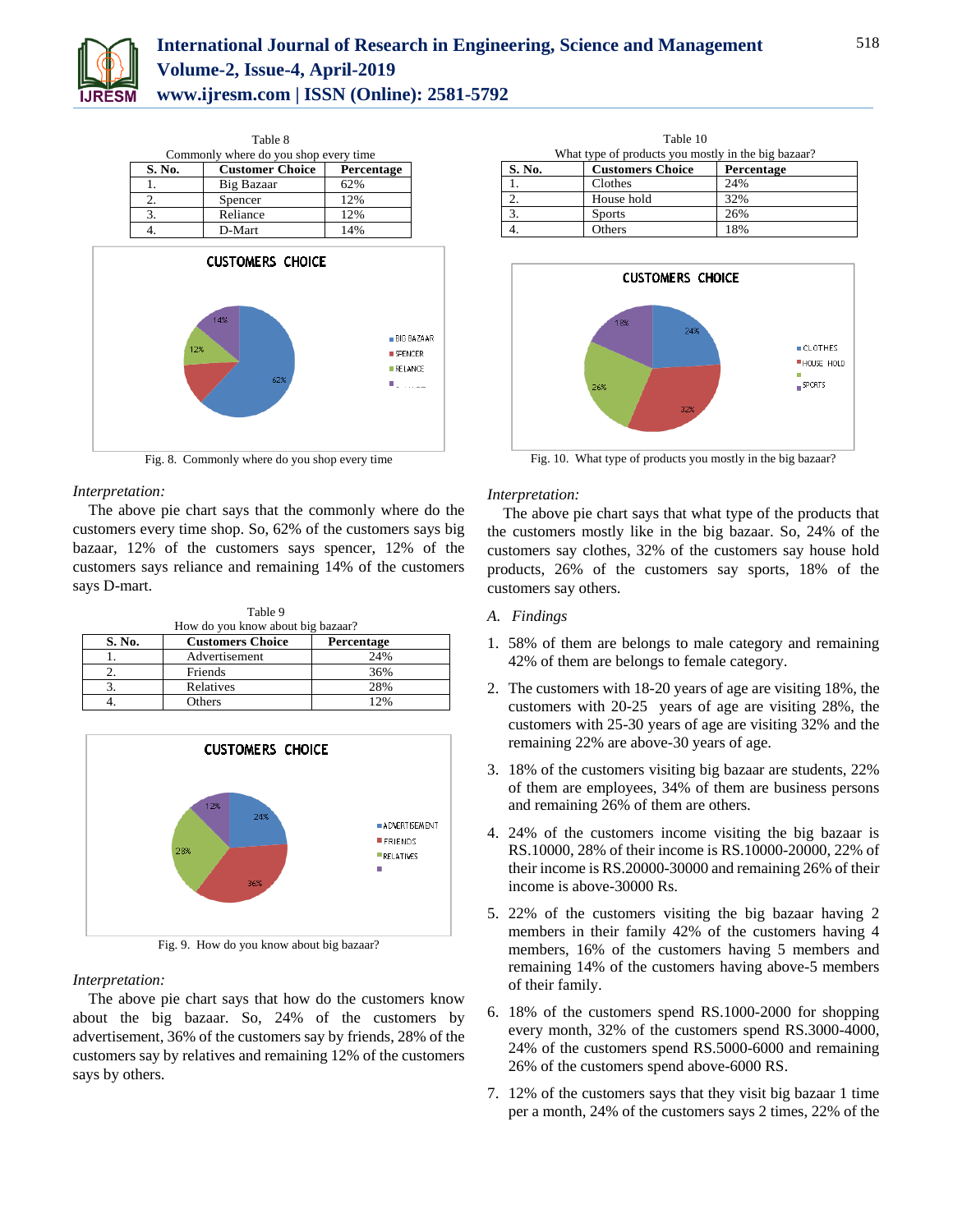Table 8
Commonly where do you shop every time

| S. No. | Customer Choice | Percentage |
|---|---|---|
| 1. | Big Bazaar | 62% |
| 2. | Spencer | 12% |
| 3. | Reliance | 12% |
| 4. | D-Mart | 14% |

CUSTOMERS CHOICE

14%
12%
62%

BIG BAZAAR
SPENCER
RELIANCE

Fig. 8. Commonly where do you shop every time

*Interpretation:*

The above pie chart says that the commonly where do the customers every time shop. So, 62% of the customers says big bazaar, 12% of the customers says spencer, 12% of the customers says reliance and remaining 14% of the customers says D-mart.

Table 9
How do you know about big bazaar?

| S. No. | Customers Choice | Percentage |
|---|---|---|
| 1. | Advertisement | 24% |
| 2. | Friends | 36% |
| 3. | Relatives | 28% |
| 4. | Others | 12% |

CUSTOMERS CHOICE

12%
24%
28%
36%

ADVERTISEMENT
FRIENDS
RELATIVES

Fig. 9. How do you know about big bazaar?

*Interpretation:*

The above pie chart says that how do the customers know about the big bazaar. So, 24% of the customers by advertisement, 36% of the customers say by friends, 28% of the customers say by relatives and remaining 12% of the customers says by others.

Table 10
What type of products you mostly in the big bazaar?

| S. No. | Customers Choice | Percentage |
|---|---|---|
| 1. | Clothes | 24% |
| 2. | House hold | 32% |
| 3. | Sports | 26% |
| 4. | Others | 18% |

CUSTOMERS CHOICE

18%
24%
26%
32%

CLOTHES
HOUSE HOLD
SPORTS

Fig. 10. What type of products you mostly in the big bazaar?

*Interpretation:*

The above pie chart says that what type of the products that the customers mostly like in the big bazaar. So, 24% of the customers say clothes, 32% of the customers say house hold products, 26% of the customers say sports, 18% of the customers say others.

*A. Findings*

1. 58% of them are belongs to male category and remaining 42% of them are belongs to female category.
2. The customers with 18-20 years of age are visiting 18%, the customers with 20-25 years of age are visiting 28%, the customers with 25-30 years of age are visiting 32% and the remaining 22% are above-30 years of age.
3. 18% of the customers visiting big bazaar are students, 22% of them are employees, 34% of them are business persons and remaining 26% of them are others.
4. 24% of the customers income visiting the big bazaar is RS.10000, 28% of their income is RS.10000-20000, 22% of their income is RS.20000-30000 and remaining 26% of their income is above-30000 Rs.
5. 22% of the customers visiting the big bazaar having 2 members in their family 42% of the customers having 4 members, 16% of the customers having 5 members and remaining 14% of the customers having above-5 members of their family.
6. 18% of the customers spend RS.1000-2000 for shopping every month, 32% of the customers spend RS.3000-4000, 24% of the customers spend RS.5000-6000 and remaining 26% of the customers spend above-6000 RS.
7. 12% of the customers says that they visit big bazaar 1 time per a month, 24% of the customers says 2 times, 22% of the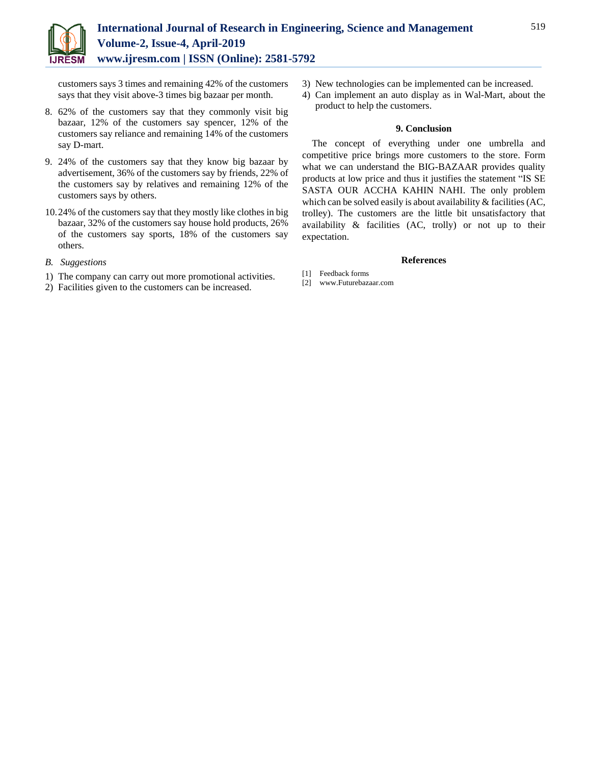customers says 3 times and remaining 42% of the customers says that they visit above-3 times big bazaar per month.

8. 62% of the customers say that they commonly visit big bazaar, 12% of the customers say spencer, 12% of the customers say reliance and remaining 14% of the customers say D-mart.
9. 24% of the customers say that they know big bazaar by advertisement, 36% of the customers say by friends, 22% of the customers say by relatives and remaining 12% of the customers says by others.
10. 24% of the customers say that they mostly like clothes in big bazaar, 32% of the customers say house hold products, 26% of the customers say sports, 18% of the customers say others.

*B. Suggestions*

1) The company can carry out more promotional activities.
2) Facilities given to the customers can be increased.
3) New technologies can be implemented can be increased.
4) Can implement an auto display as in Wal-Mart, about the product to help the customers.

## 9. Conclusion

The concept of everything under one umbrella and competitive price brings more customers to the store. Form what we can understand the BIG-BAZAAR provides quality products at low price and thus it justifies the statement "IS SE SASTA OUR ACCHA KAHIN NAHI. The only problem which can be solved easily is about availability & facilities (AC, trolley). The customers are the little bit unsatisfactory that availability & facilities (AC, trolly) or not up to their expectation.

## References

[1] Feedback forms
[2] www.Futurebazaar.com